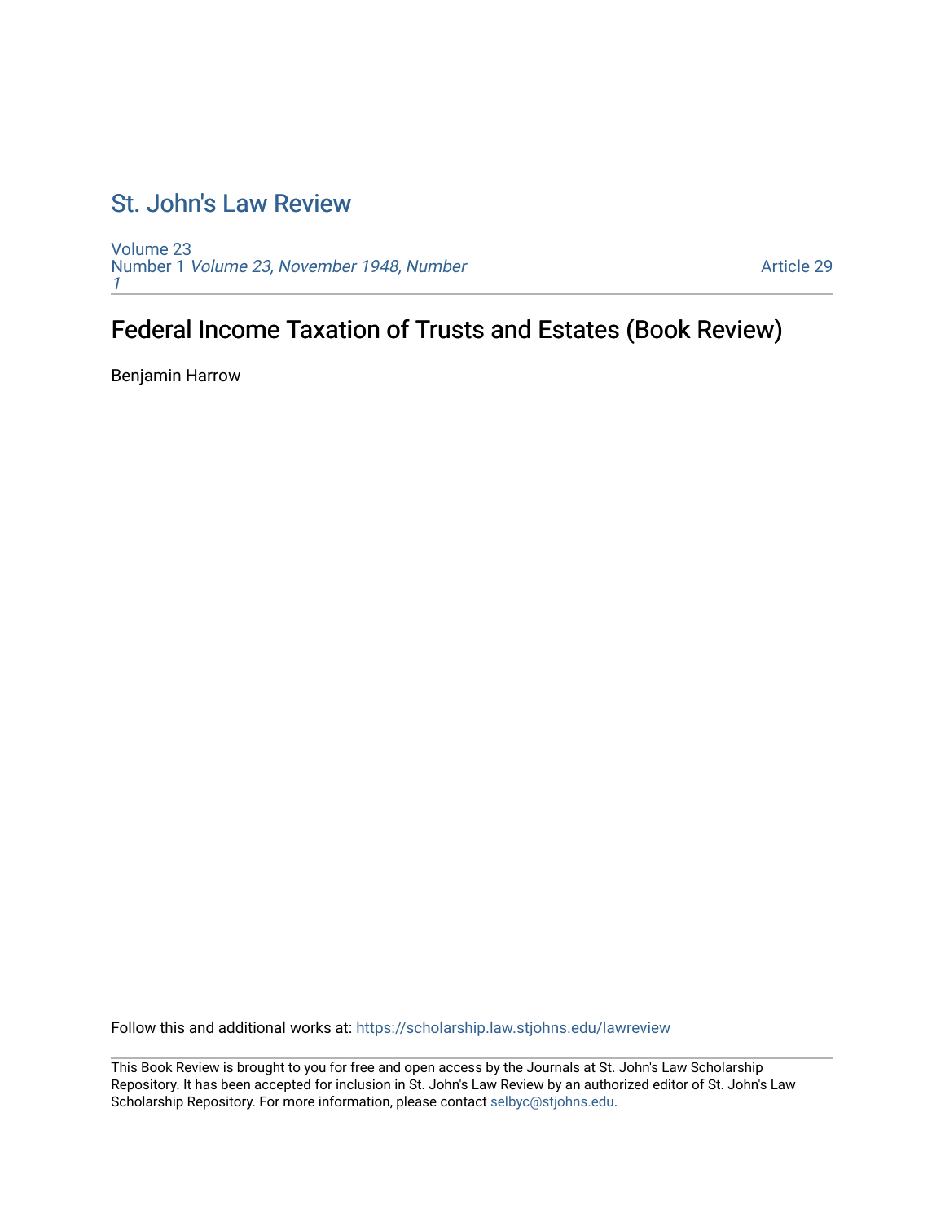# St. John's Law Review

Volume 23
Number 1 *Volume 23, November 1948, Number 1*

Article 29

## Federal Income Taxation of Trusts and Estates (Book Review)

Benjamin Harrow

Follow this and additional works at: https://scholarship.law.stjohns.edu/lawreview

This Book Review is brought to you for free and open access by the Journals at St. John's Law Scholarship Repository. It has been accepted for inclusion in St. John's Law Review by an authorized editor of St. John's Law Scholarship Repository. For more information, please contact selbyc@stjohns.edu.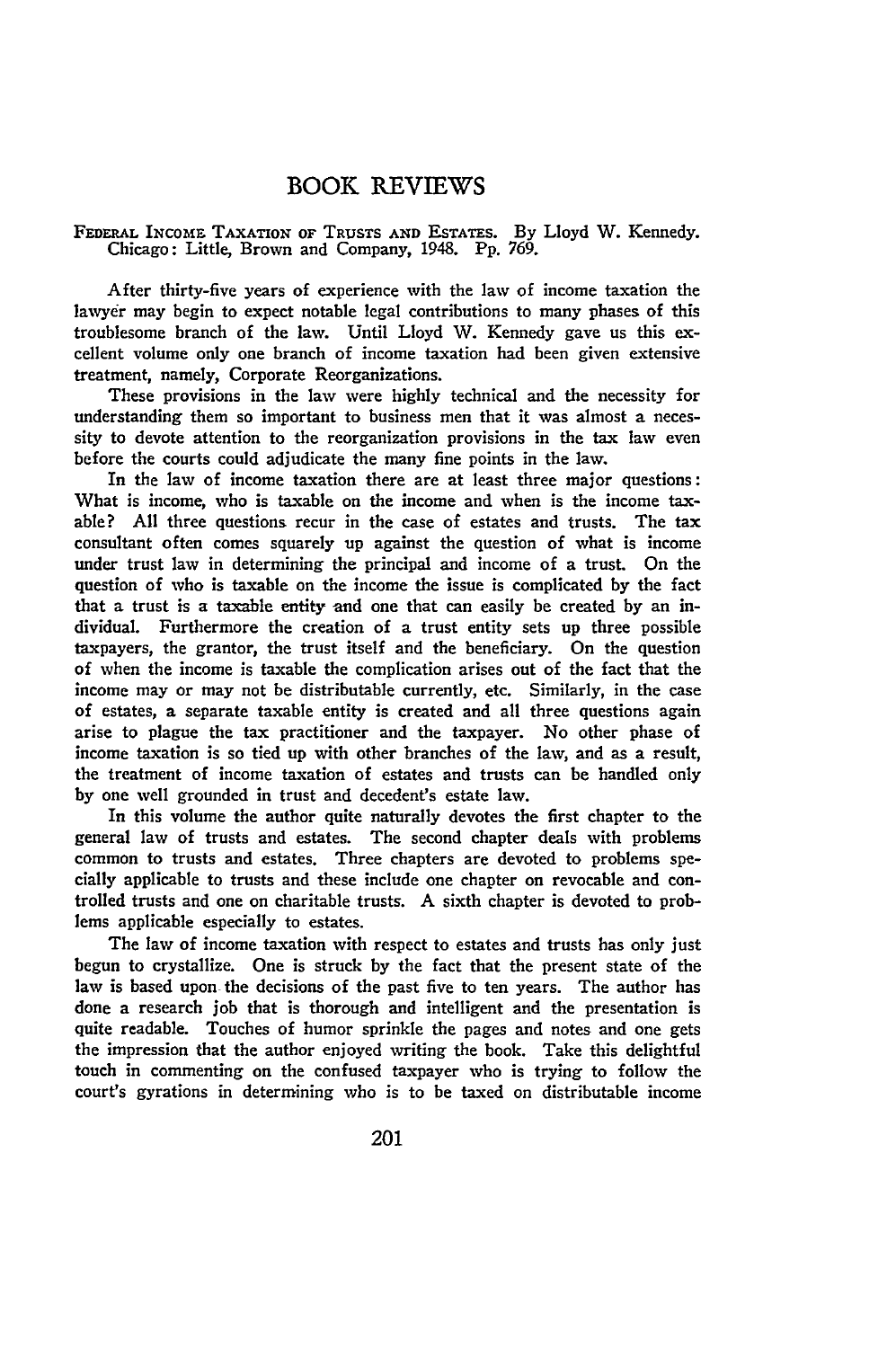# BOOK REVIEWS

FEDERAL INCOME TAXATION OF TRUSTS AND ESTATES. By Lloyd W. Kennedy. Chicago: Little, Brown and Company, 1948. Pp. 769.

After thirty-five years of experience with the law of income taxation the lawyer may begin to expect notable legal contributions to many phases of this troublesome branch of the law. Until Lloyd W. Kennedy gave us this excellent volume only one branch of income taxation had been given extensive treatment, namely, Corporate Reorganizations.

These provisions in the law were highly technical and the necessity for understanding them so important to business men that it was almost a necessity to devote attention to the reorganization provisions in the tax law even before the courts could adjudicate the many fine points in the law.

In the law of income taxation there are at least three major questions: What is income, who is taxable on the income and when is the income taxable? All three questions recur in the case of estates and trusts. The tax consultant often comes squarely up against the question of what is income under trust law in determining the principal and income of a trust. On the question of who is taxable on the income the issue is complicated by the fact that a trust is a taxable entity and one that can easily be created by an individual. Furthermore the creation of a trust entity sets up three possible taxpayers, the grantor, the trust itself and the beneficiary. On the question of when the income is taxable the complication arises out of the fact that the income may or may not be distributable currently, etc. Similarly, in the case of estates, a separate taxable entity is created and all three questions again arise to plague the tax practitioner and the taxpayer. No other phase of income taxation is so tied up with other branches of the law, and as a result, the treatment of income taxation of estates and trusts can be handled only by one well grounded in trust and decedent's estate law.

In this volume the author quite naturally devotes the first chapter to the general law of trusts and estates. The second chapter deals with problems common to trusts and estates. Three chapters are devoted to problems specially applicable to trusts and these include one chapter on revocable and controlled trusts and one on charitable trusts. A sixth chapter is devoted to problems applicable especially to estates.

The law of income taxation with respect to estates and trusts has only just begun to crystallize. One is struck by the fact that the present state of the law is based upon the decisions of the past five to ten years. The author has done a research job that is thorough and intelligent and the presentation is quite readable. Touches of humor sprinkle the pages and notes and one gets the impression that the author enjoyed writing the book. Take this delightful touch in commenting on the confused taxpayer who is trying to follow the court's gyrations in determining who is to be taxed on distributable income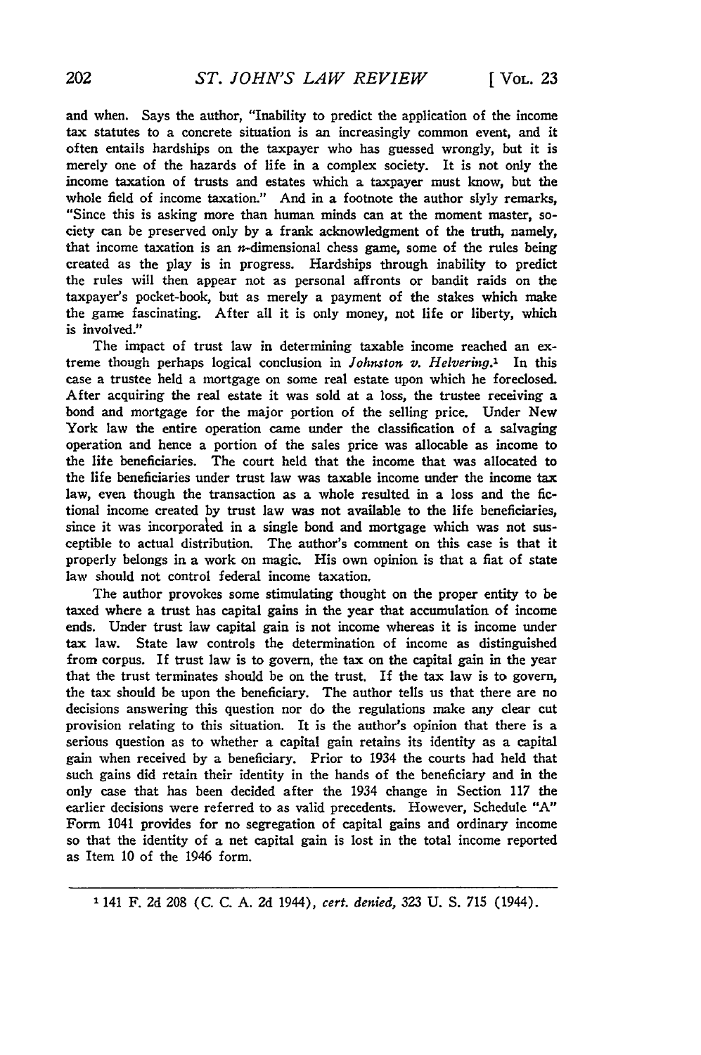and when. Says the author, "Inability to predict the application of the income tax statutes to a concrete situation is an increasingly common event, and it often entails hardships on the taxpayer who has guessed wrongly, but it is merely one of the hazards of life in a complex society. It is not only the income taxation of trusts and estates which a taxpayer must know, but the whole field of income taxation." And in a footnote the author slyly remarks, "Since this is asking more than human minds can at the moment master, society can be preserved only by a frank acknowledgment of the truth, namely, that income taxation is an *n*-dimensional chess game, some of the rules being created as the play is in progress. Hardships through inability to predict the rules will then appear not as personal affronts or bandit raids on the taxpayer's pocket-book, but as merely a payment of the stakes which make the game fascinating. After all it is only money, not life or liberty, which is involved."

The impact of trust law in determining taxable income reached an extreme though perhaps logical conclusion in *Johnston v. Helvering*.[1] In this case a trustee held a mortgage on some real estate upon which he foreclosed. After acquiring the real estate it was sold at a loss, the trustee receiving a bond and mortgage for the major portion of the selling price. Under New York law the entire operation came under the classification of a salvaging operation and hence a portion of the sales price was allocable as income to the life beneficiaries. The court held that the income that was allocated to the life beneficiaries under trust law was taxable income under the income tax law, even though the transaction as a whole resulted in a loss and the fictional income created by trust law was not available to the life beneficiaries, since it was incorporated in a single bond and mortgage which was not susceptible to actual distribution. The author's comment on this case is that it properly belongs in a work on magic. His own opinion is that a fiat of state law should not control federal income taxation.

The author provokes some stimulating thought on the proper entity to be taxed where a trust has capital gains in the year that accumulation of income ends. Under trust law capital gain is not income whereas it is income under tax law. State law controls the determination of income as distinguished from corpus. If trust law is to govern, the tax on the capital gain in the year that the trust terminates should be on the trust. If the tax law is to govern, the tax should be upon the beneficiary. The author tells us that there are no decisions answering this question nor do the regulations make any clear cut provision relating to this situation. It is the author's opinion that there is a serious question as to whether a capital gain retains its identity as a capital gain when received by a beneficiary. Prior to 1934 the courts had held that such gains did retain their identity in the hands of the beneficiary and in the only case that has been decided after the 1934 change in Section 117 the earlier decisions were referred to as valid precedents. However, Schedule "A" Form 1041 provides for no segregation of capital gains and ordinary income so that the identity of a net capital gain is lost in the total income reported as Item 10 of the 1946 form.

---

[1] 141 F. 2d 208 (C. C. A. 2d 1944), *cert. denied*, 323 U. S. 715 (1944).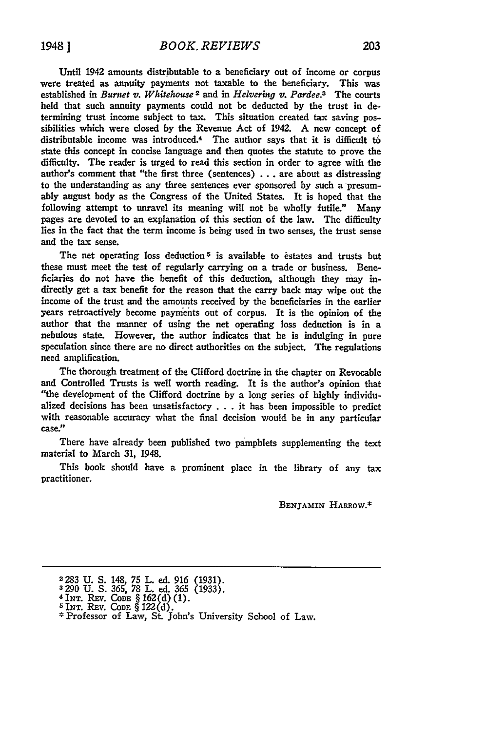Until 1942 amounts distributable to a beneficiary out of income or corpus were treated as annuity payments not taxable to the beneficiary. This was established in *Burnet v. Whitehouse*[2] and in *Helvering v. Pardee*.[3] The courts held that such annuity payments could not be deducted by the trust in determining trust income subject to tax. This situation created tax saving possibilities which were closed by the Revenue Act of 1942. A new concept of distributable income was introduced.[4] The author says that it is difficult to state this concept in concise language and then quotes the statute to prove the difficulty. The reader is urged to read this section in order to agree with the author's comment that "the first three (sentences) . . . are about as distressing to the understanding as any three sentences ever sponsored by such a presumably august body as the Congress of the United States. It is hoped that the following attempt to unravel its meaning will not be wholly futile." Many pages are devoted to an explanation of this section of the law. The difficulty lies in the fact that the term income is being used in two senses, the trust sense and the tax sense.

The net operating loss deduction[5] is available to estates and trusts but these must meet the test of regularly carrying on a trade or business. Beneficiaries do not have the benefit of this deduction, although they may indirectly get a tax benefit for the reason that the carry back may wipe out the income of the trust and the amounts received by the beneficiaries in the earlier years retroactively become payments out of corpus. It is the opinion of the author that the manner of using the net operating loss deduction is in a nebulous state. However, the author indicates that he is indulging in pure speculation since there are no direct authorities on the subject. The regulations need amplification.

The thorough treatment of the Clifford doctrine in the chapter on Revocable and Controlled Trusts is well worth reading. It is the author's opinion that "the development of the Clifford doctrine by a long series of highly individualized decisions has been unsatisfactory . . . it has been impossible to predict with reasonable accuracy what the final decision would be in any particular case."

There have already been published two pamphlets supplementing the text material to March 31, 1948.

This book should have a prominent place in the library of any tax practitioner.

BENJAMIN HARROW.*

---

[2] 283 U. S. 148, 75 L. ed. 916 (1931).
[3] 290 U. S. 365, 78 L. ed. 365 (1933).
[4] INT. REV. CODE § 162(d)(1).
[5] INT. REV. CODE § 122(d).
\* Professor of Law, St. John's University School of Law.